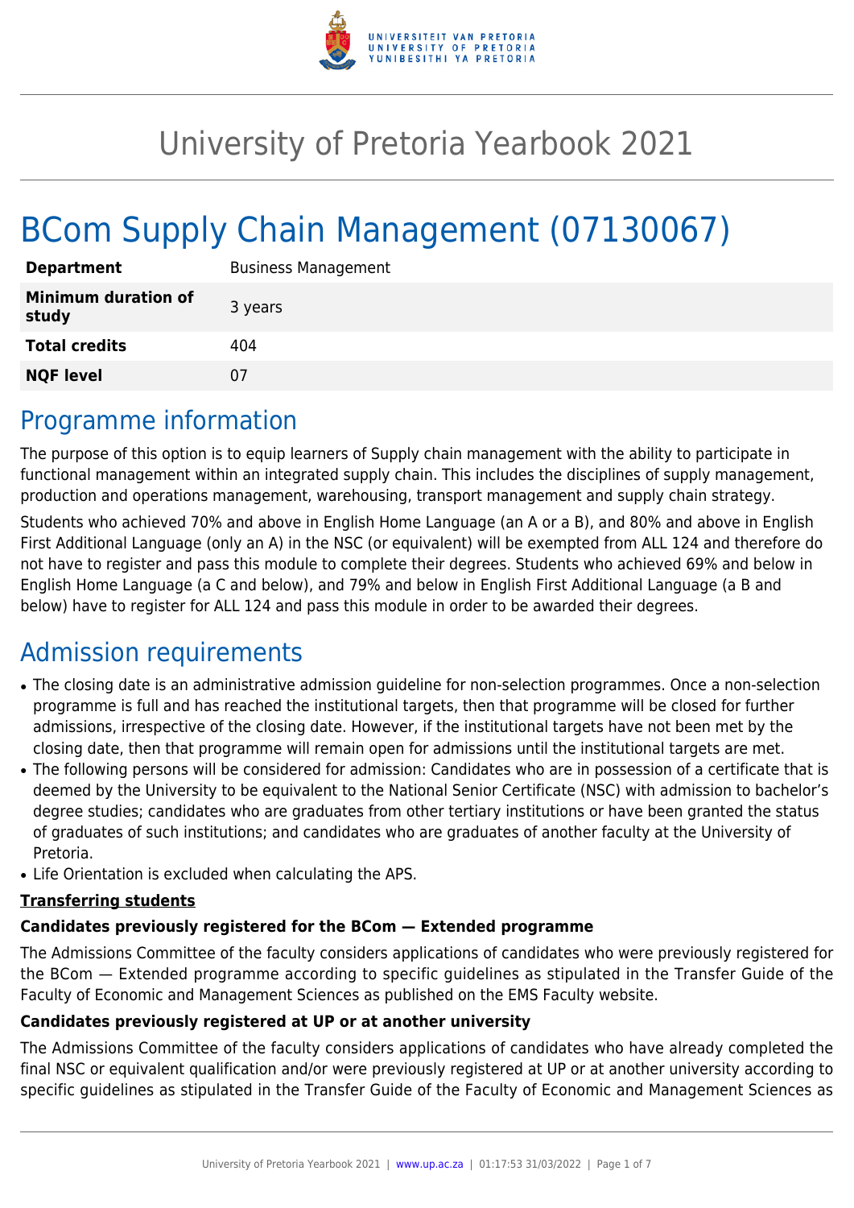# University of Pretoria Yearbook 2021

# BCom Supply Chain Management (07130067)

| | |
|---|---|
| **Department** | Business Management |
| **Minimum duration of study** | 3 years |
| **Total credits** | 404 |
| **NQF level** | 07 |

## Programme information

The purpose of this option is to equip learners of Supply chain management with the ability to participate in functional management within an integrated supply chain. This includes the disciplines of supply management, production and operations management, warehousing, transport management and supply chain strategy.

Students who achieved 70% and above in English Home Language (an A or a B), and 80% and above in English First Additional Language (only an A) in the NSC (or equivalent) will be exempted from ALL 124 and therefore do not have to register and pass this module to complete their degrees. Students who achieved 69% and below in English Home Language (a C and below), and 79% and below in English First Additional Language (a B and below) have to register for ALL 124 and pass this module in order to be awarded their degrees.

## Admission requirements

- The closing date is an administrative admission guideline for non-selection programmes. Once a non-selection programme is full and has reached the institutional targets, then that programme will be closed for further admissions, irrespective of the closing date. However, if the institutional targets have not been met by the closing date, then that programme will remain open for admissions until the institutional targets are met.
- The following persons will be considered for admission: Candidates who are in possession of a certificate that is deemed by the University to be equivalent to the National Senior Certificate (NSC) with admission to bachelor's degree studies; candidates who are graduates from other tertiary institutions or have been granted the status of graduates of such institutions; and candidates who are graduates of another faculty at the University of Pretoria.
- Life Orientation is excluded when calculating the APS.

**Transferring students**

**Candidates previously registered for the BCom — Extended programme**

The Admissions Committee of the faculty considers applications of candidates who were previously registered for the BCom — Extended programme according to specific guidelines as stipulated in the Transfer Guide of the Faculty of Economic and Management Sciences as published on the EMS Faculty website.

**Candidates previously registered at UP or at another university**

The Admissions Committee of the faculty considers applications of candidates who have already completed the final NSC or equivalent qualification and/or were previously registered at UP or at another university according to specific guidelines as stipulated in the Transfer Guide of the Faculty of Economic and Management Sciences as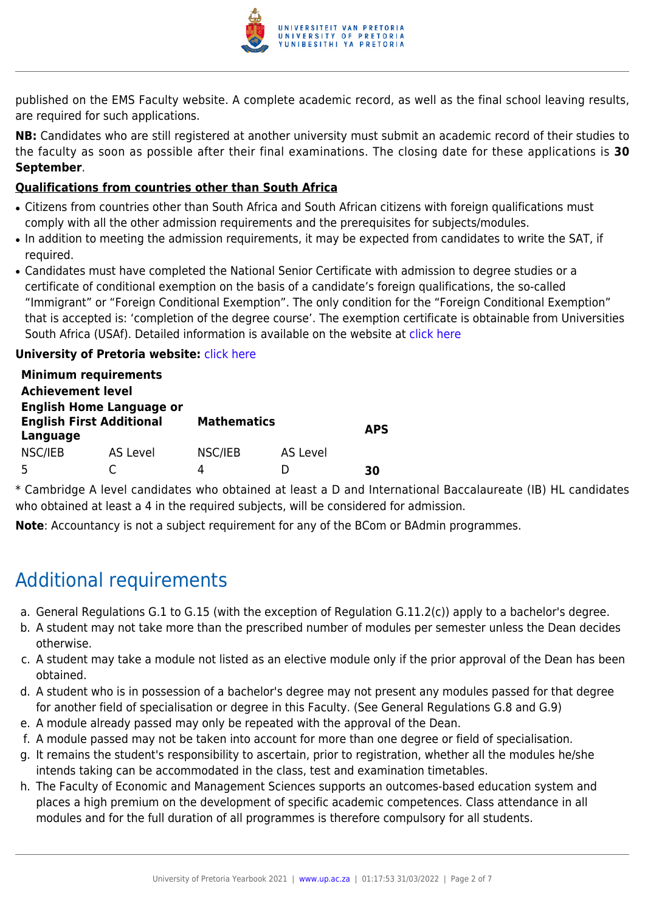published on the EMS Faculty website. A complete academic record, as well as the final school leaving results, are required for such applications.

**NB:** Candidates who are still registered at another university must submit an academic record of their studies to the faculty as soon as possible after their final examinations. The closing date for these applications is **30 September**.

**Qualifications from countries other than South Africa**

- Citizens from countries other than South Africa and South African citizens with foreign qualifications must comply with all the other admission requirements and the prerequisites for subjects/modules.
- In addition to meeting the admission requirements, it may be expected from candidates to write the SAT, if required.
- Candidates must have completed the National Senior Certificate with admission to degree studies or a certificate of conditional exemption on the basis of a candidate's foreign qualifications, the so-called "Immigrant" or "Foreign Conditional Exemption". The only condition for the "Foreign Conditional Exemption" that is accepted is: 'completion of the degree course'. The exemption certificate is obtainable from Universities South Africa (USAf). Detailed information is available on the website at click here

**University of Pretoria website:** click here

| **Minimum requirements Achievement level English Home Language or English First Additional Language** | | **Mathematics** | | **APS** |
|---|---|---|---|---|
| NSC/IEB | AS Level | NSC/IEB | AS Level | |
| 5 | C | 4 | D | **30** |

* Cambridge A level candidates who obtained at least a D and International Baccalaureate (IB) HL candidates who obtained at least a 4 in the required subjects, will be considered for admission.

**Note**: Accountancy is not a subject requirement for any of the BCom or BAdmin programmes.

## Additional requirements

a. General Regulations G.1 to G.15 (with the exception of Regulation G.11.2(c)) apply to a bachelor's degree.
b. A student may not take more than the prescribed number of modules per semester unless the Dean decides otherwise.
c. A student may take a module not listed as an elective module only if the prior approval of the Dean has been obtained.
d. A student who is in possession of a bachelor's degree may not present any modules passed for that degree for another field of specialisation or degree in this Faculty. (See General Regulations G.8 and G.9)
e. A module already passed may only be repeated with the approval of the Dean.
f. A module passed may not be taken into account for more than one degree or field of specialisation.
g. It remains the student's responsibility to ascertain, prior to registration, whether all the modules he/she intends taking can be accommodated in the class, test and examination timetables.
h. The Faculty of Economic and Management Sciences supports an outcomes-based education system and places a high premium on the development of specific academic competences. Class attendance in all modules and for the full duration of all programmes is therefore compulsory for all students.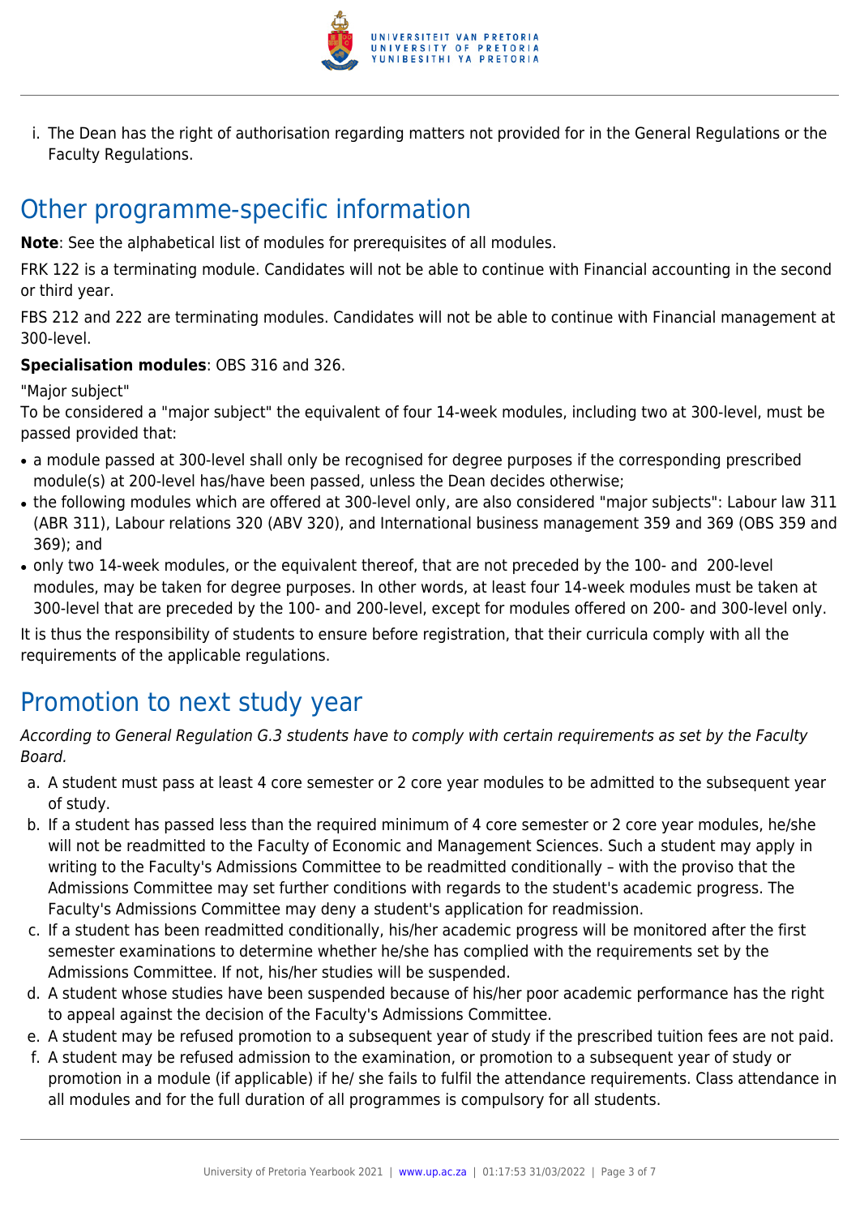i. The Dean has the right of authorisation regarding matters not provided for in the General Regulations or the Faculty Regulations.

## Other programme-specific information

**Note**: See the alphabetical list of modules for prerequisites of all modules.

FRK 122 is a terminating module. Candidates will not be able to continue with Financial accounting in the second or third year.

FBS 212 and 222 are terminating modules. Candidates will not be able to continue with Financial management at 300-level.

**Specialisation modules**: OBS 316 and 326.

"Major subject"

To be considered a "major subject" the equivalent of four 14-week modules, including two at 300-level, must be passed provided that:

- a module passed at 300-level shall only be recognised for degree purposes if the corresponding prescribed module(s) at 200-level has/have been passed, unless the Dean decides otherwise;
- the following modules which are offered at 300-level only, are also considered "major subjects": Labour law 311 (ABR 311), Labour relations 320 (ABV 320), and International business management 359 and 369 (OBS 359 and 369); and
- only two 14-week modules, or the equivalent thereof, that are not preceded by the 100- and 200-level modules, may be taken for degree purposes. In other words, at least four 14-week modules must be taken at 300-level that are preceded by the 100- and 200-level, except for modules offered on 200- and 300-level only.

It is thus the responsibility of students to ensure before registration, that their curricula comply with all the requirements of the applicable regulations.

## Promotion to next study year

*According to General Regulation G.3 students have to comply with certain requirements as set by the Faculty Board.*

a. A student must pass at least 4 core semester or 2 core year modules to be admitted to the subsequent year of study.
b. If a student has passed less than the required minimum of 4 core semester or 2 core year modules, he/she will not be readmitted to the Faculty of Economic and Management Sciences. Such a student may apply in writing to the Faculty's Admissions Committee to be readmitted conditionally – with the proviso that the Admissions Committee may set further conditions with regards to the student's academic progress. The Faculty's Admissions Committee may deny a student's application for readmission.
c. If a student has been readmitted conditionally, his/her academic progress will be monitored after the first semester examinations to determine whether he/she has complied with the requirements set by the Admissions Committee. If not, his/her studies will be suspended.
d. A student whose studies have been suspended because of his/her poor academic performance has the right to appeal against the decision of the Faculty's Admissions Committee.
e. A student may be refused promotion to a subsequent year of study if the prescribed tuition fees are not paid.
f. A student may be refused admission to the examination, or promotion to a subsequent year of study or promotion in a module (if applicable) if he/ she fails to fulfil the attendance requirements. Class attendance in all modules and for the full duration of all programmes is compulsory for all students.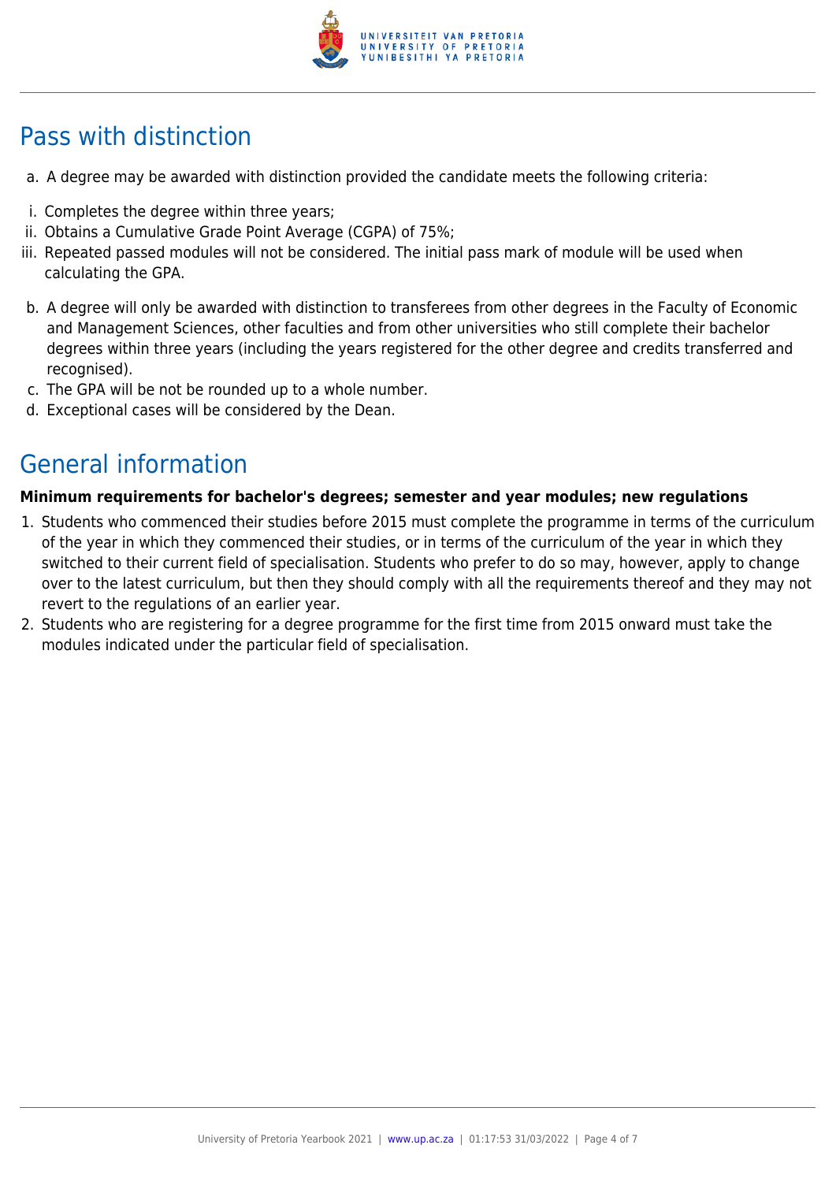## Pass with distinction

a. A degree may be awarded with distinction provided the candidate meets the following criteria:

i. Completes the degree within three years;
ii. Obtains a Cumulative Grade Point Average (CGPA) of 75%;
iii. Repeated passed modules will not be considered. The initial pass mark of module will be used when calculating the GPA.

b. A degree will only be awarded with distinction to transferees from other degrees in the Faculty of Economic and Management Sciences, other faculties and from other universities who still complete their bachelor degrees within three years (including the years registered for the other degree and credits transferred and recognised).
c. The GPA will be not be rounded up to a whole number.
d. Exceptional cases will be considered by the Dean.

## General information

**Minimum requirements for bachelor's degrees; semester and year modules; new regulations**

1. Students who commenced their studies before 2015 must complete the programme in terms of the curriculum of the year in which they commenced their studies, or in terms of the curriculum of the year in which they switched to their current field of specialisation. Students who prefer to do so may, however, apply to change over to the latest curriculum, but then they should comply with all the requirements thereof and they may not revert to the regulations of an earlier year.
2. Students who are registering for a degree programme for the first time from 2015 onward must take the modules indicated under the particular field of specialisation.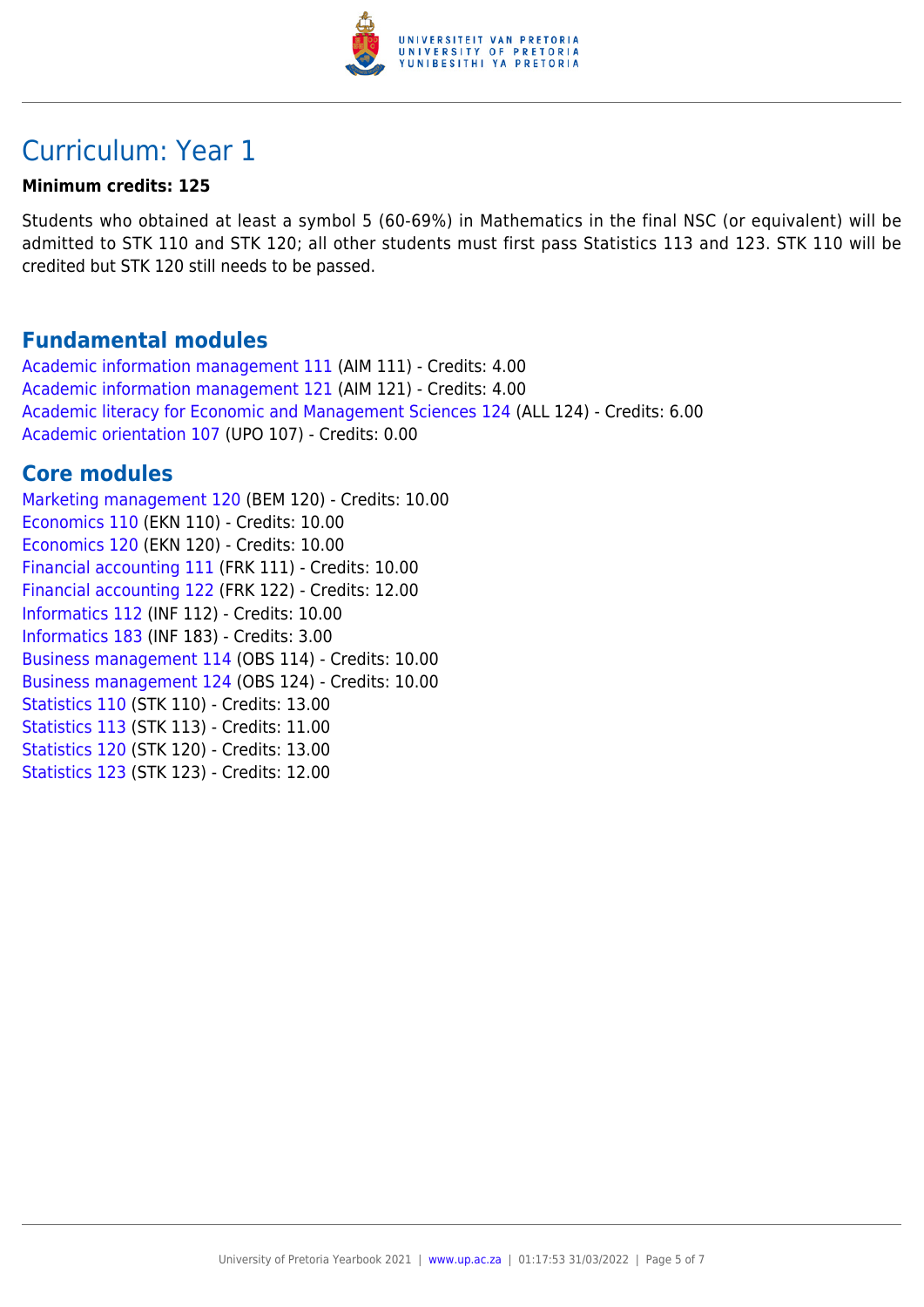# Curriculum: Year 1

**Minimum credits: 125**

Students who obtained at least a symbol 5 (60-69%) in Mathematics in the final NSC (or equivalent) will be admitted to STK 110 and STK 120; all other students must first pass Statistics 113 and 123. STK 110 will be credited but STK 120 still needs to be passed.

## Fundamental modules

Academic information management 111 (AIM 111) - Credits: 4.00
Academic information management 121 (AIM 121) - Credits: 4.00
Academic literacy for Economic and Management Sciences 124 (ALL 124) - Credits: 6.00
Academic orientation 107 (UPO 107) - Credits: 0.00

## Core modules

Marketing management 120 (BEM 120) - Credits: 10.00
Economics 110 (EKN 110) - Credits: 10.00
Economics 120 (EKN 120) - Credits: 10.00
Financial accounting 111 (FRK 111) - Credits: 10.00
Financial accounting 122 (FRK 122) - Credits: 12.00
Informatics 112 (INF 112) - Credits: 10.00
Informatics 183 (INF 183) - Credits: 3.00
Business management 114 (OBS 114) - Credits: 10.00
Business management 124 (OBS 124) - Credits: 10.00
Statistics 110 (STK 110) - Credits: 13.00
Statistics 113 (STK 113) - Credits: 11.00
Statistics 120 (STK 120) - Credits: 13.00
Statistics 123 (STK 123) - Credits: 12.00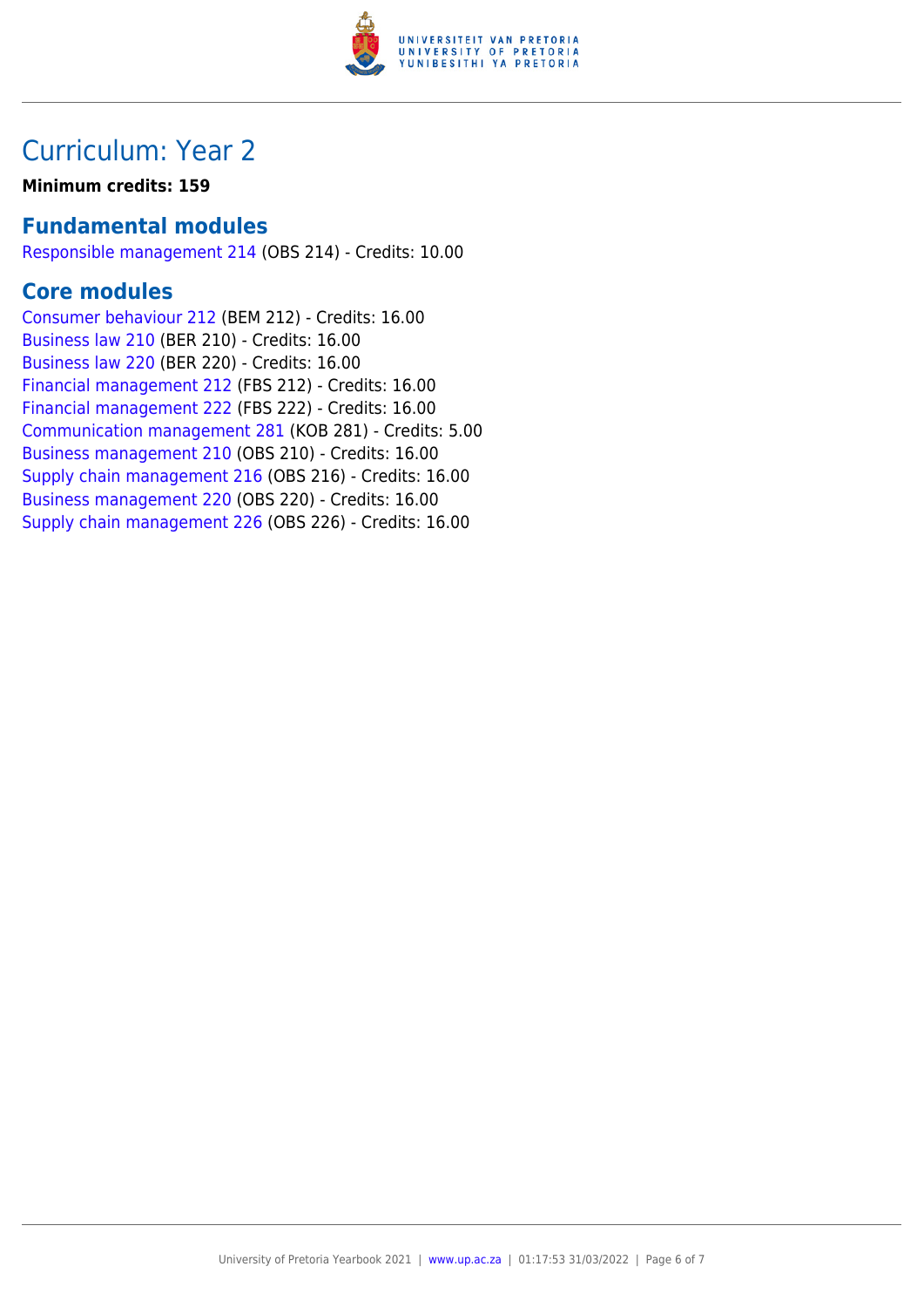# Curriculum: Year 2

**Minimum credits: 159**

## Fundamental modules

Responsible management 214 (OBS 214) - Credits: 10.00

## Core modules

Consumer behaviour 212 (BEM 212) - Credits: 16.00
Business law 210 (BER 210) - Credits: 16.00
Business law 220 (BER 220) - Credits: 16.00
Financial management 212 (FBS 212) - Credits: 16.00
Financial management 222 (FBS 222) - Credits: 16.00
Communication management 281 (KOB 281) - Credits: 5.00
Business management 210 (OBS 210) - Credits: 16.00
Supply chain management 216 (OBS 216) - Credits: 16.00
Business management 220 (OBS 220) - Credits: 16.00
Supply chain management 226 (OBS 226) - Credits: 16.00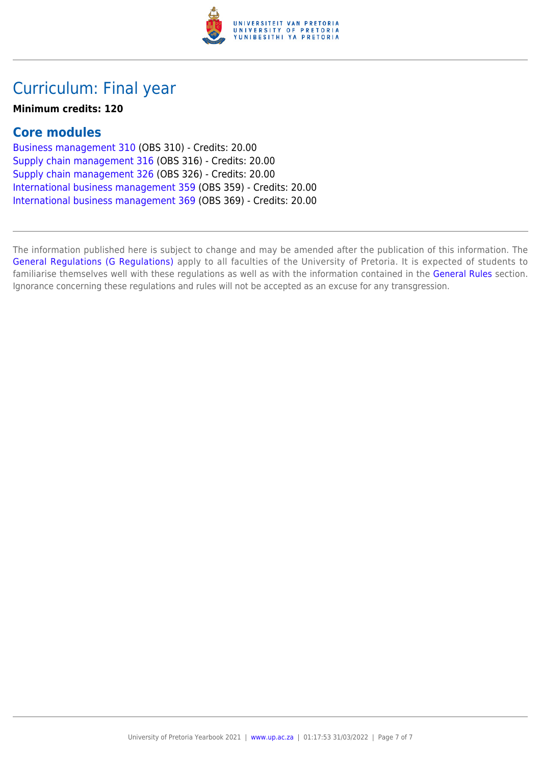## Curriculum: Final year

**Minimum credits: 120**

### Core modules

Business management 310 (OBS 310) - Credits: 20.00
Supply chain management 316 (OBS 316) - Credits: 20.00
Supply chain management 326 (OBS 326) - Credits: 20.00
International business management 359 (OBS 359) - Credits: 20.00
International business management 369 (OBS 369) - Credits: 20.00

---

The information published here is subject to change and may be amended after the publication of this information. The General Regulations (G Regulations) apply to all faculties of the University of Pretoria. It is expected of students to familiarise themselves well with these regulations as well as with the information contained in the General Rules section. Ignorance concerning these regulations and rules will not be accepted as an excuse for any transgression.